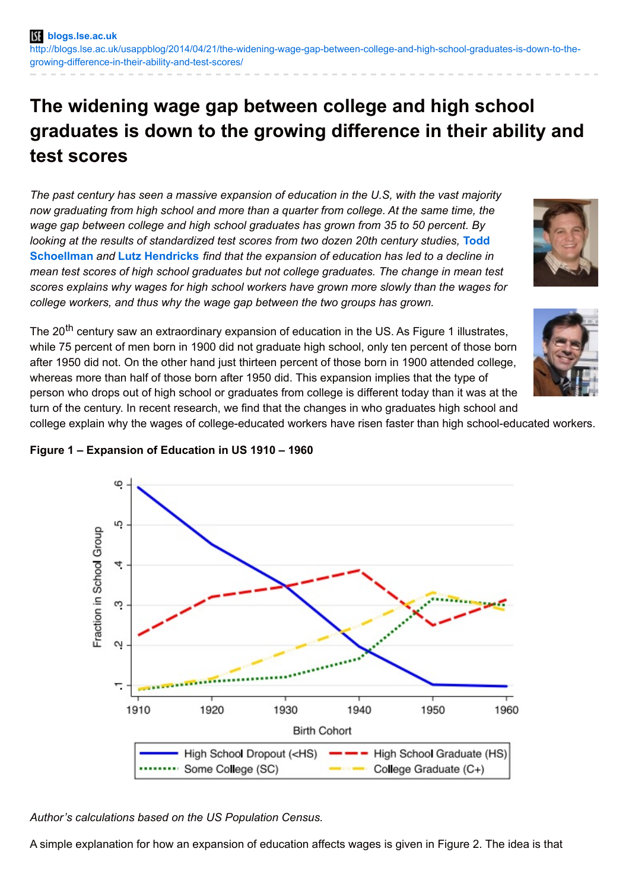blogs.lse.ac.uk
http://blogs.lse.ac.uk/usappblog/2014/04/21/the-widening-wage-gap-between-college-and-high-school-graduates-is-down-to-the-growing-difference-in-their-ability-and-test-scores/

# The widening wage gap between college and high school graduates is down to the growing difference in their ability and test scores

*The past century has seen a massive expansion of education in the U.S, with the vast majority now graduating from high school and more than a quarter from college. At the same time, the wage gap between college and high school graduates has grown from 35 to 50 percent. By looking at the results of standardized test scores from two dozen 20th century studies,* **Todd Schoellman** *and* **Lutz Hendricks** *find that the expansion of education has led to a decline in mean test scores of high school graduates but not college graduates. The change in mean test scores explains why wages for high school workers have grown more slowly than the wages for college workers, and thus why the wage gap between the two groups has grown.*

The 20th century saw an extraordinary expansion of education in the US. As Figure 1 illustrates, while 75 percent of men born in 1900 did not graduate high school, only ten percent of those born after 1950 did not. On the other hand just thirteen percent of those born in 1900 attended college, whereas more than half of those born after 1950 did. This expansion implies that the type of person who drops out of high school or graduates from college is different today than it was at the turn of the century. In recent research, we find that the changes in who graduates high school and college explain why the wages of college-educated workers have risen faster than high school-educated workers.

**Figure 1 – Expansion of Education in US 1910 – 1960**

*Author's calculations based on the US Population Census.*

A simple explanation for how an expansion of education affects wages is given in Figure 2. The idea is that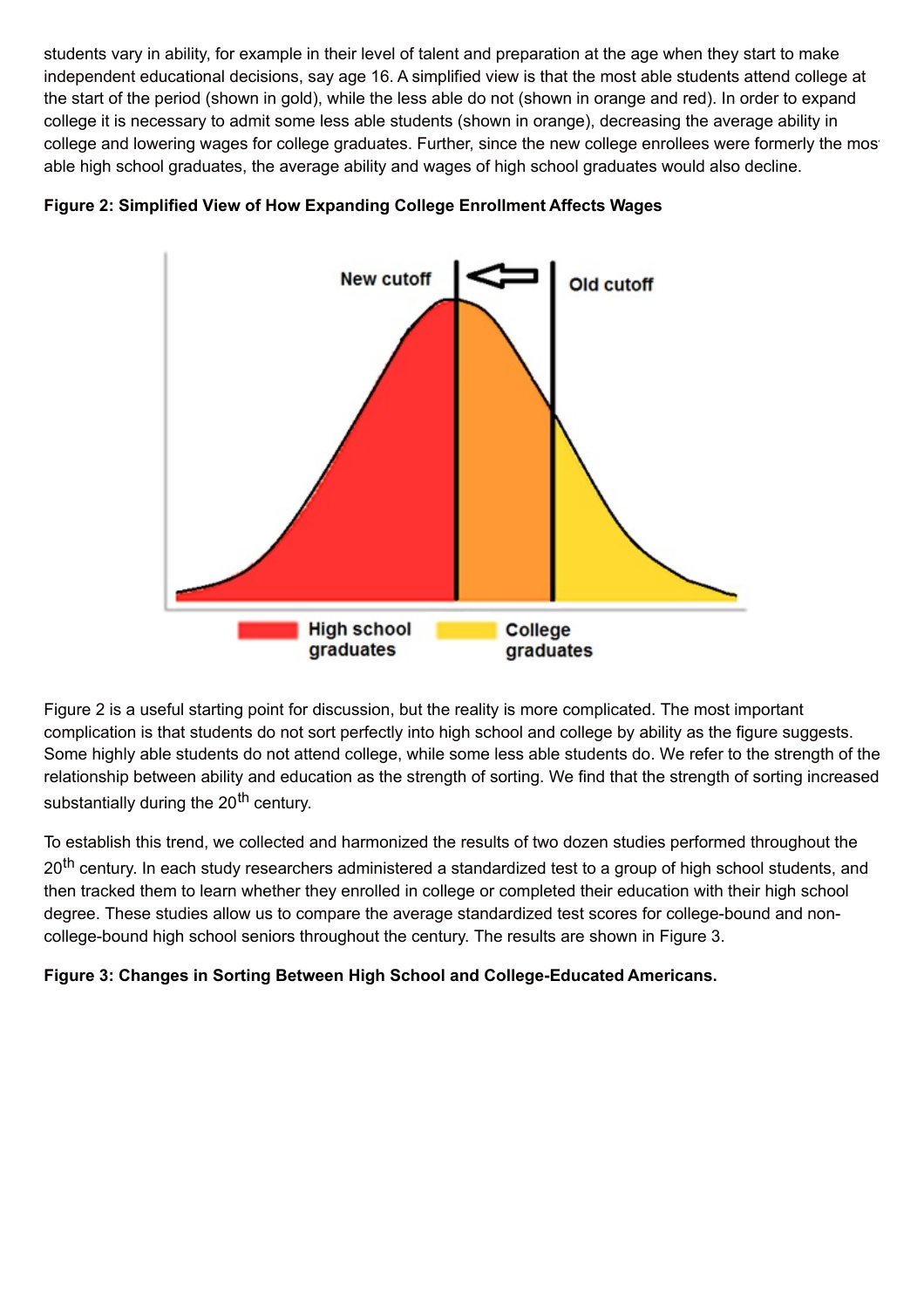students vary in ability, for example in their level of talent and preparation at the age when they start to make independent educational decisions, say age 16. A simplified view is that the most able students attend college at the start of the period (shown in gold), while the less able do not (shown in orange and red). In order to expand college it is necessary to admit some less able students (shown in orange), decreasing the average ability in college and lowering wages for college graduates. Further, since the new college enrollees were formerly the most able high school graduates, the average ability and wages of high school graduates would also decline.

**Figure 2: Simplified View of How Expanding College Enrollment Affects Wages**

Figure 2 is a useful starting point for discussion, but the reality is more complicated. The most important complication is that students do not sort perfectly into high school and college by ability as the figure suggests. Some highly able students do not attend college, while some less able students do. We refer to the strength of the relationship between ability and education as the strength of sorting. We find that the strength of sorting increased substantially during the 20th century.

To establish this trend, we collected and harmonized the results of two dozen studies performed throughout the 20th century. In each study researchers administered a standardized test to a group of high school students, and then tracked them to learn whether they enrolled in college or completed their education with their high school degree. These studies allow us to compare the average standardized test scores for college-bound and non-college-bound high school seniors throughout the century. The results are shown in Figure 3.

**Figure 3: Changes in Sorting Between High School and College-Educated Americans.**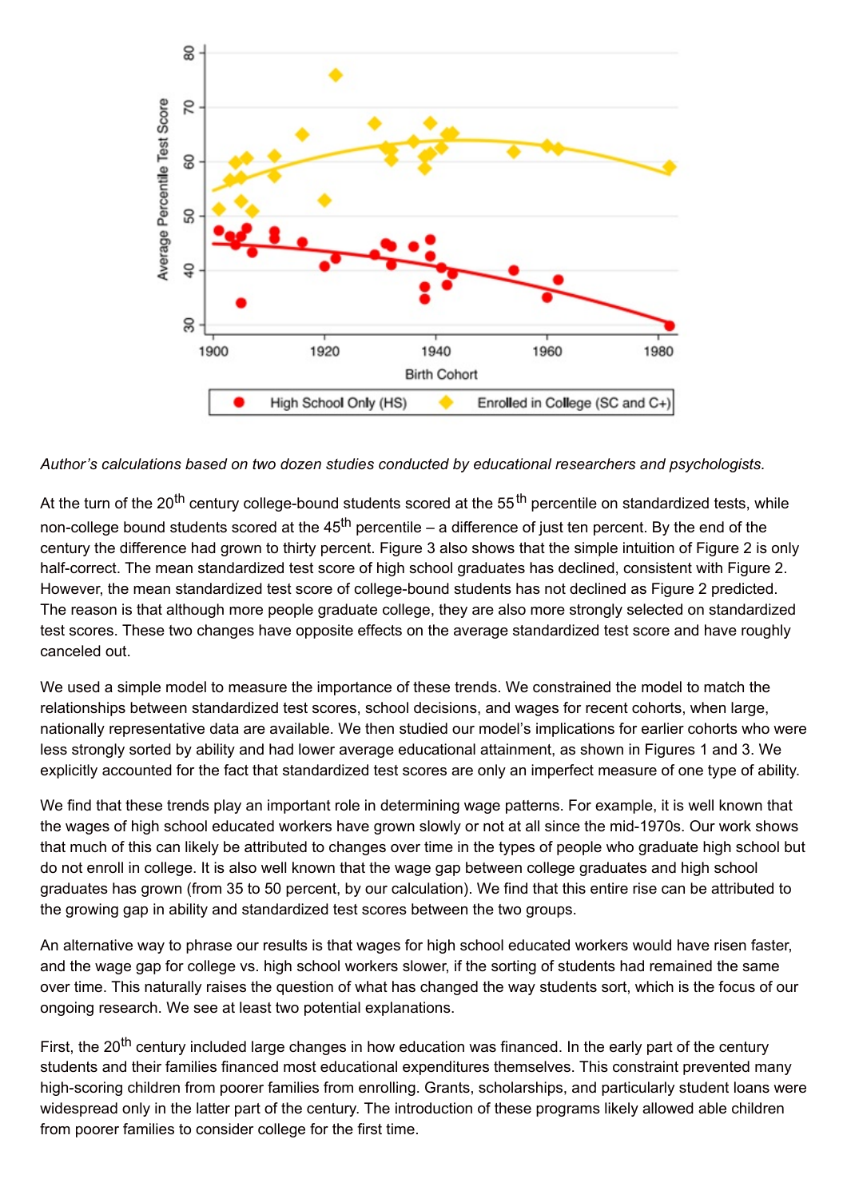*Author's calculations based on two dozen studies conducted by educational researchers and psychologists.*

At the turn of the 20th century college-bound students scored at the 55th percentile on standardized tests, while non-college bound students scored at the 45th percentile – a difference of just ten percent. By the end of the century the difference had grown to thirty percent. Figure 3 also shows that the simple intuition of Figure 2 is only half-correct. The mean standardized test score of high school graduates has declined, consistent with Figure 2. However, the mean standardized test score of college-bound students has not declined as Figure 2 predicted. The reason is that although more people graduate college, they are also more strongly selected on standardized test scores. These two changes have opposite effects on the average standardized test score and have roughly canceled out.

We used a simple model to measure the importance of these trends. We constrained the model to match the relationships between standardized test scores, school decisions, and wages for recent cohorts, when large, nationally representative data are available. We then studied our model's implications for earlier cohorts who were less strongly sorted by ability and had lower average educational attainment, as shown in Figures 1 and 3. We explicitly accounted for the fact that standardized test scores are only an imperfect measure of one type of ability.

We find that these trends play an important role in determining wage patterns. For example, it is well known that the wages of high school educated workers have grown slowly or not at all since the mid-1970s. Our work shows that much of this can likely be attributed to changes over time in the types of people who graduate high school but do not enroll in college. It is also well known that the wage gap between college graduates and high school graduates has grown (from 35 to 50 percent, by our calculation). We find that this entire rise can be attributed to the growing gap in ability and standardized test scores between the two groups.

An alternative way to phrase our results is that wages for high school educated workers would have risen faster, and the wage gap for college vs. high school workers slower, if the sorting of students had remained the same over time. This naturally raises the question of what has changed the way students sort, which is the focus of our ongoing research. We see at least two potential explanations.

First, the 20th century included large changes in how education was financed. In the early part of the century students and their families financed most educational expenditures themselves. This constraint prevented many high-scoring children from poorer families from enrolling. Grants, scholarships, and particularly student loans were widespread only in the latter part of the century. The introduction of these programs likely allowed able children from poorer families to consider college for the first time.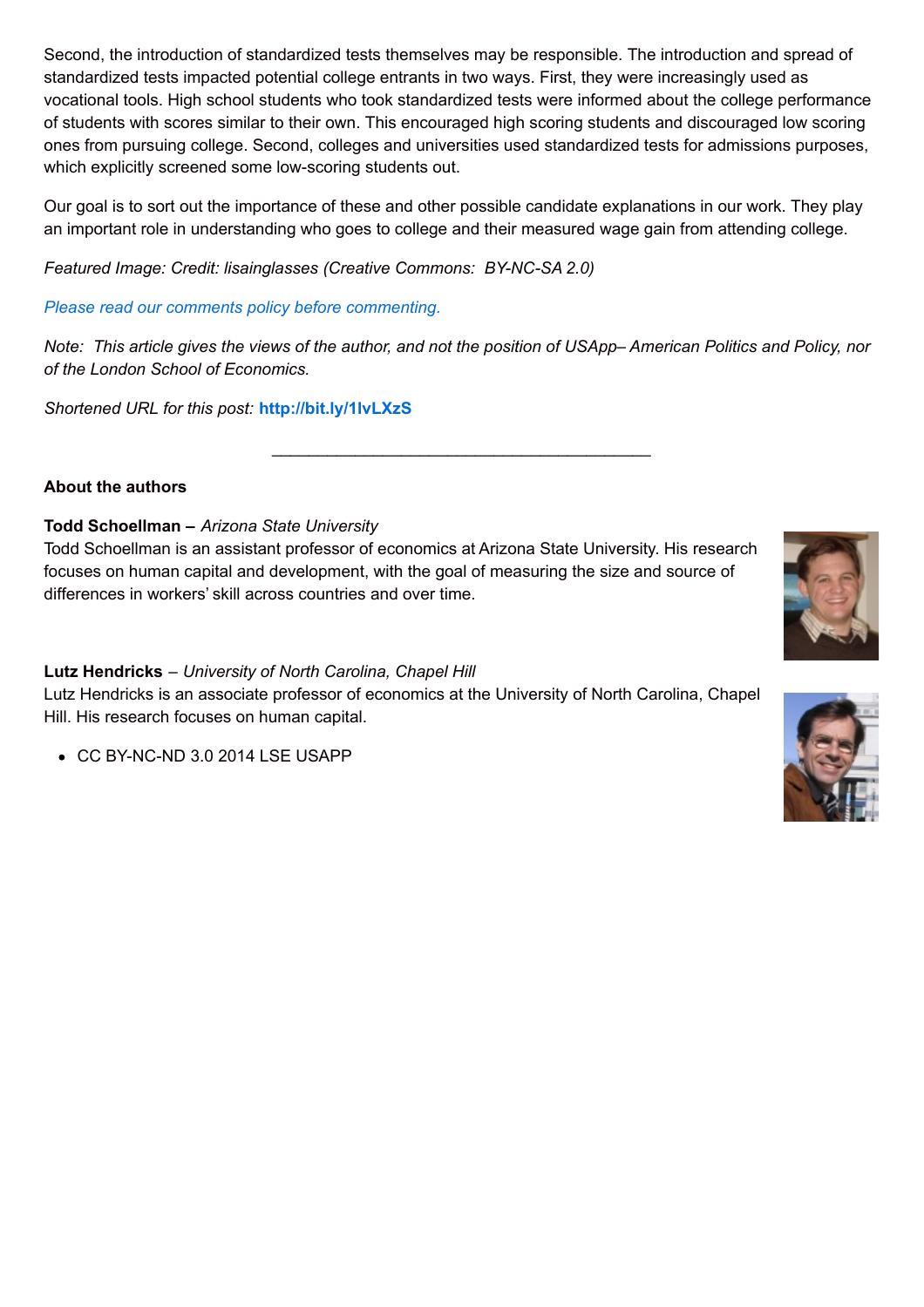Second, the introduction of standardized tests themselves may be responsible. The introduction and spread of standardized tests impacted potential college entrants in two ways. First, they were increasingly used as vocational tools. High school students who took standardized tests were informed about the college performance of students with scores similar to their own. This encouraged high scoring students and discouraged low scoring ones from pursuing college. Second, colleges and universities used standardized tests for admissions purposes, which explicitly screened some low-scoring students out.

Our goal is to sort out the importance of these and other possible candidate explanations in our work. They play an important role in understanding who goes to college and their measured wage gain from attending college.

*Featured Image: Credit: lisainglasses (Creative Commons: BY-NC-SA 2.0)*

*Please read our comments policy before commenting.*

*Note: This article gives the views of the author, and not the position of USApp– American Politics and Policy, nor of the London School of Economics.*

*Shortened URL for this post:* **http://bit.ly/1lvLXzS**

---

**About the authors**

**Todd Schoellman –** *Arizona State University*
Todd Schoellman is an assistant professor of economics at Arizona State University. His research focuses on human capital and development, with the goal of measuring the size and source of differences in workers' skill across countries and over time.

**Lutz Hendricks** – *University of North Carolina, Chapel Hill*
Lutz Hendricks is an associate professor of economics at the University of North Carolina, Chapel Hill. His research focuses on human capital.

- CC BY-NC-ND 3.0 2014 LSE USAPP